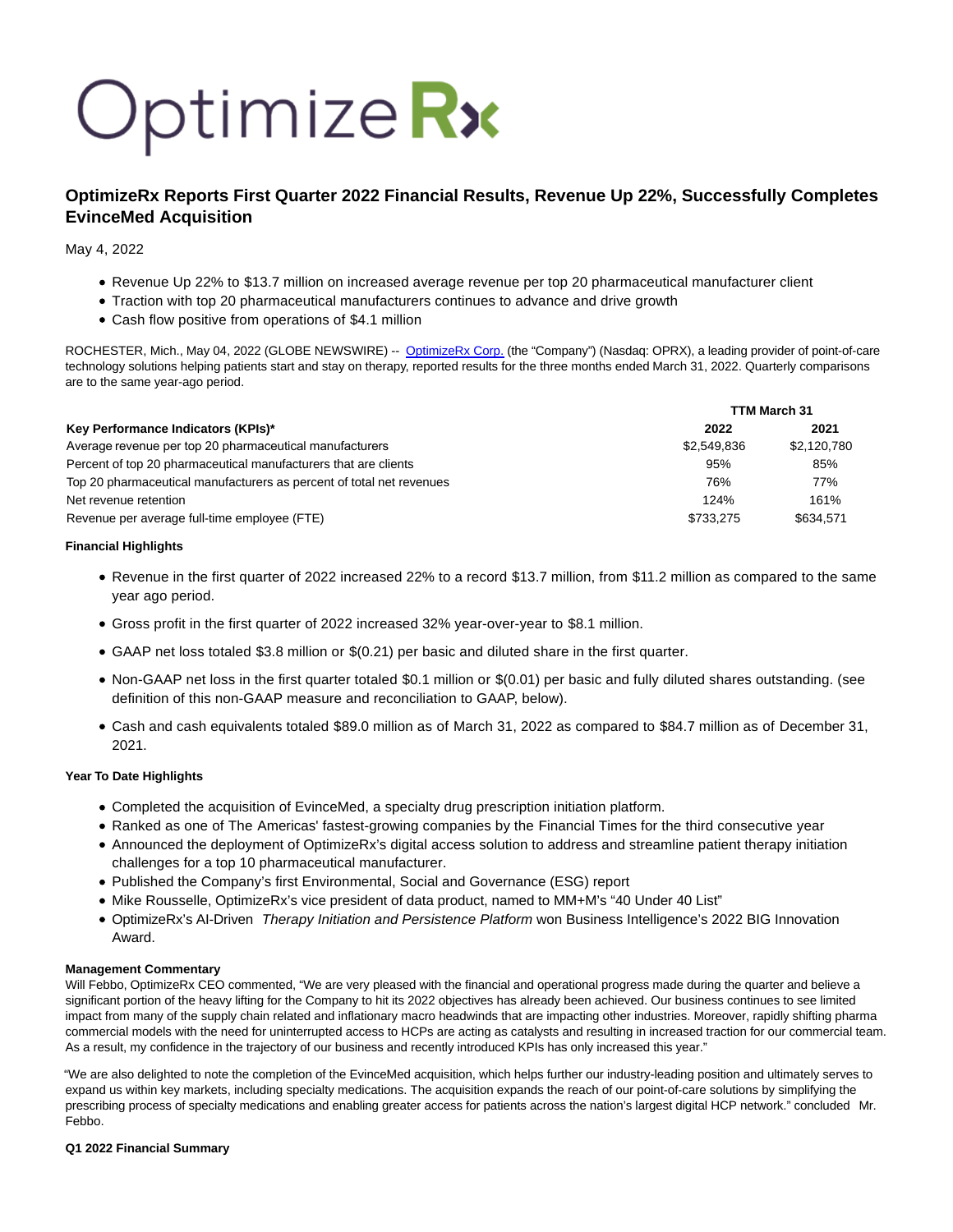# OptimizeRx

## OptimizeRx Reports First Quarter 2022 Financial Results, Revenue Up 22%, Successfully Completes EvinceMed Acquisition

May 4, 2022

- Revenue Up 22% to $13.7 million on increased average revenue per top 20 pharmaceutical manufacturer client
- Traction with top 20 pharmaceutical manufacturers continues to advance and drive growth
- Cash flow positive from operations of $4.1 million

ROCHESTER, Mich., May 04, 2022 (GLOBE NEWSWIRE) -- OptimizeRx Corp. (the "Company") (Nasdaq: OPRX), a leading provider of point-of-care technology solutions helping patients start and stay on therapy, reported results for the three months ended March 31, 2022. Quarterly comparisons are to the same year-ago period.

| | TTM March 31 | |
|---|---|---|
| **Key Performance Indicators (KPIs)*** | **2022** | **2021** |
| Average revenue per top 20 pharmaceutical manufacturers | $2,549,836 | $2,120,780 |
| Percent of top 20 pharmaceutical manufacturers that are clients | 95% | 85% |
| Top 20 pharmaceutical manufacturers as percent of total net revenues | 76% | 77% |
| Net revenue retention | 124% | 161% |
| Revenue per average full-time employee (FTE) | $733,275 | $634,571 |

**Financial Highlights**

- Revenue in the first quarter of 2022 increased 22% to a record $13.7 million, from $11.2 million as compared to the same year ago period.
- Gross profit in the first quarter of 2022 increased 32% year-over-year to $8.1 million.
- GAAP net loss totaled $3.8 million or $(0.21) per basic and diluted share in the first quarter.
- Non-GAAP net loss in the first quarter totaled $0.1 million or $(0.01) per basic and fully diluted shares outstanding. (see definition of this non-GAAP measure and reconciliation to GAAP, below).
- Cash and cash equivalents totaled $89.0 million as of March 31, 2022 as compared to $84.7 million as of December 31, 2021.

**Year To Date Highlights**

- Completed the acquisition of EvinceMed, a specialty drug prescription initiation platform.
- Ranked as one of The Americas' fastest-growing companies by the Financial Times for the third consecutive year
- Announced the deployment of OptimizeRx's digital access solution to address and streamline patient therapy initiation challenges for a top 10 pharmaceutical manufacturer.
- Published the Company's first Environmental, Social and Governance (ESG) report
- Mike Rousselle, OptimizeRx's vice president of data product, named to MM+M's "40 Under 40 List"
- OptimizeRx's AI-Driven *Therapy Initiation and Persistence Platform* won Business Intelligence's 2022 BIG Innovation Award.

**Management Commentary**

Will Febbo, OptimizeRx CEO commented, "We are very pleased with the financial and operational progress made during the quarter and believe a significant portion of the heavy lifting for the Company to hit its 2022 objectives has already been achieved. Our business continues to see limited impact from many of the supply chain related and inflationary macro headwinds that are impacting other industries. Moreover, rapidly shifting pharma commercial models with the need for uninterrupted access to HCPs are acting as catalysts and resulting in increased traction for our commercial team. As a result, my confidence in the trajectory of our business and recently introduced KPIs has only increased this year."

"We are also delighted to note the completion of the EvinceMed acquisition, which helps further our industry-leading position and ultimately serves to expand us within key markets, including specialty medications. The acquisition expands the reach of our point-of-care solutions by simplifying the prescribing process of specialty medications and enabling greater access for patients across the nation's largest digital HCP network." concluded Mr. Febbo.

**Q1 2022 Financial Summary**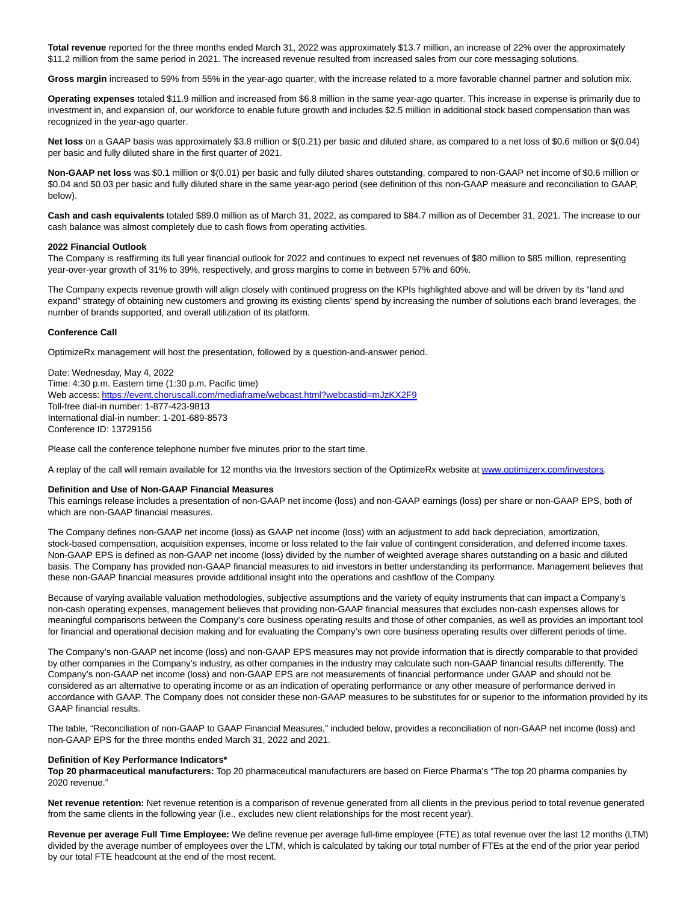**Total revenue** reported for the three months ended March 31, 2022 was approximately $13.7 million, an increase of 22% over the approximately $11.2 million from the same period in 2021. The increased revenue resulted from increased sales from our core messaging solutions.

**Gross margin** increased to 59% from 55% in the year-ago quarter, with the increase related to a more favorable channel partner and solution mix.

**Operating expenses** totaled $11.9 million and increased from $6.8 million in the same year-ago quarter. This increase in expense is primarily due to investment in, and expansion of, our workforce to enable future growth and includes $2.5 million in additional stock based compensation than was recognized in the year-ago quarter.

**Net loss** on a GAAP basis was approximately $3.8 million or $(0.21) per basic and diluted share, as compared to a net loss of $0.6 million or $(0.04) per basic and fully diluted share in the first quarter of 2021.

**Non-GAAP net loss** was $0.1 million or $(0.01) per basic and fully diluted shares outstanding, compared to non-GAAP net income of $0.6 million or $0.04 and $0.03 per basic and fully diluted share in the same year-ago period (see definition of this non-GAAP measure and reconciliation to GAAP, below).

**Cash and cash equivalents** totaled $89.0 million as of March 31, 2022, as compared to $84.7 million as of December 31, 2021. The increase to our cash balance was almost completely due to cash flows from operating activities.

**2022 Financial Outlook**

The Company is reaffirming its full year financial outlook for 2022 and continues to expect net revenues of $80 million to $85 million, representing year-over-year growth of 31% to 39%, respectively, and gross margins to come in between 57% and 60%.

The Company expects revenue growth will align closely with continued progress on the KPIs highlighted above and will be driven by its "land and expand" strategy of obtaining new customers and growing its existing clients' spend by increasing the number of solutions each brand leverages, the number of brands supported, and overall utilization of its platform.

**Conference Call**

OptimizeRx management will host the presentation, followed by a question-and-answer period.

Date: Wednesday, May 4, 2022
Time: 4:30 p.m. Eastern time (1:30 p.m. Pacific time)
Web access: https://event.choruscall.com/mediaframe/webcast.html?webcastid=mJzKX2F9
Toll-free dial-in number: 1-877-423-9813
International dial-in number: 1-201-689-8573
Conference ID: 13729156

Please call the conference telephone number five minutes prior to the start time.

A replay of the call will remain available for 12 months via the Investors section of the OptimizeRx website at www.optimizerx.com/investors.

**Definition and Use of Non-GAAP Financial Measures**

This earnings release includes a presentation of non-GAAP net income (loss) and non-GAAP earnings (loss) per share or non-GAAP EPS, both of which are non-GAAP financial measures.

The Company defines non-GAAP net income (loss) as GAAP net income (loss) with an adjustment to add back depreciation, amortization, stock-based compensation, acquisition expenses, income or loss related to the fair value of contingent consideration, and deferred income taxes. Non-GAAP EPS is defined as non-GAAP net income (loss) divided by the number of weighted average shares outstanding on a basic and diluted basis. The Company has provided non-GAAP financial measures to aid investors in better understanding its performance. Management believes that these non-GAAP financial measures provide additional insight into the operations and cashflow of the Company.

Because of varying available valuation methodologies, subjective assumptions and the variety of equity instruments that can impact a Company's non-cash operating expenses, management believes that providing non-GAAP financial measures that excludes non-cash expenses allows for meaningful comparisons between the Company's core business operating results and those of other companies, as well as provides an important tool for financial and operational decision making and for evaluating the Company's own core business operating results over different periods of time.

The Company's non-GAAP net income (loss) and non-GAAP EPS measures may not provide information that is directly comparable to that provided by other companies in the Company's industry, as other companies in the industry may calculate such non-GAAP financial results differently. The Company's non-GAAP net income (loss) and non-GAAP EPS are not measurements of financial performance under GAAP and should not be considered as an alternative to operating income or as an indication of operating performance or any other measure of performance derived in accordance with GAAP. The Company does not consider these non-GAAP measures to be substitutes for or superior to the information provided by its GAAP financial results.

The table, "Reconciliation of non-GAAP to GAAP Financial Measures," included below, provides a reconciliation of non-GAAP net income (loss) and non-GAAP EPS for the three months ended March 31, 2022 and 2021.

**Definition of Key Performance Indicators***

**Top 20 pharmaceutical manufacturers:** Top 20 pharmaceutical manufacturers are based on Fierce Pharma's "The top 20 pharma companies by 2020 revenue."

**Net revenue retention:** Net revenue retention is a comparison of revenue generated from all clients in the previous period to total revenue generated from the same clients in the following year (i.e., excludes new client relationships for the most recent year).

**Revenue per average Full Time Employee:** We define revenue per average full-time employee (FTE) as total revenue over the last 12 months (LTM) divided by the average number of employees over the LTM, which is calculated by taking our total number of FTEs at the end of the prior year period by our total FTE headcount at the end of the most recent.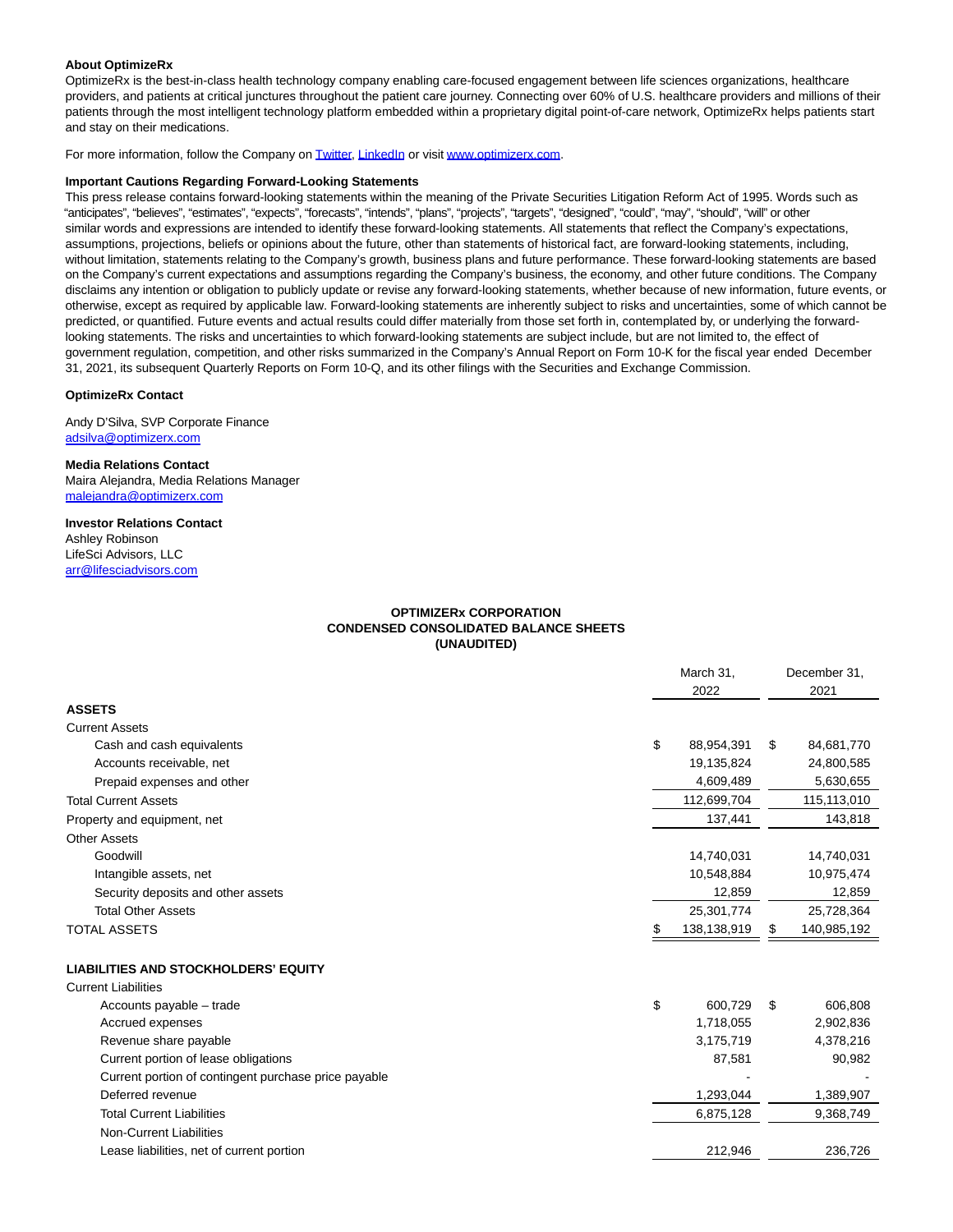**About OptimizeRx**

OptimizeRx is the best-in-class health technology company enabling care-focused engagement between life sciences organizations, healthcare providers, and patients at critical junctures throughout the patient care journey. Connecting over 60% of U.S. healthcare providers and millions of their patients through the most intelligent technology platform embedded within a proprietary digital point-of-care network, OptimizeRx helps patients start and stay on their medications.

For more information, follow the Company on Twitter, LinkedIn or visit www.optimizerx.com.

**Important Cautions Regarding Forward-Looking Statements**

This press release contains forward-looking statements within the meaning of the Private Securities Litigation Reform Act of 1995. Words such as "anticipates", "believes", "estimates", "expects", "forecasts", "intends", "plans", "projects", "targets", "designed", "could", "may", "should", "will" or other similar words and expressions are intended to identify these forward-looking statements. All statements that reflect the Company's expectations, assumptions, projections, beliefs or opinions about the future, other than statements of historical fact, are forward-looking statements, including, without limitation, statements relating to the Company's growth, business plans and future performance. These forward-looking statements are based on the Company's current expectations and assumptions regarding the Company's business, the economy, and other future conditions. The Company disclaims any intention or obligation to publicly update or revise any forward-looking statements, whether because of new information, future events, or otherwise, except as required by applicable law. Forward-looking statements are inherently subject to risks and uncertainties, some of which cannot be predicted, or quantified. Future events and actual results could differ materially from those set forth in, contemplated by, or underlying the forward-looking statements. The risks and uncertainties to which forward-looking statements are subject include, but are not limited to, the effect of government regulation, competition, and other risks summarized in the Company's Annual Report on Form 10-K for the fiscal year ended December 31, 2021, its subsequent Quarterly Reports on Form 10-Q, and its other filings with the Securities and Exchange Commission.

**OptimizeRx Contact**

Andy D'Silva, SVP Corporate Finance
adsilva@optimizerx.com

**Media Relations Contact**
Maira Alejandra, Media Relations Manager
malejandra@optimizerx.com

**Investor Relations Contact**
Ashley Robinson
LifeSci Advisors, LLC
arr@lifesciadvisors.com

**OPTIMIZERx CORPORATION**
**CONDENSED CONSOLIDATED BALANCE SHEETS**
**(UNAUDITED)**

| | March 31, 2022 | December 31, 2021 |
|---|---|---|
| **ASSETS** | | |
| Current Assets | | |
| Cash and cash equivalents | $ 88,954,391 | $ 84,681,770 |
| Accounts receivable, net | 19,135,824 | 24,800,585 |
| Prepaid expenses and other | 4,609,489 | 5,630,655 |
| Total Current Assets | 112,699,704 | 115,113,010 |
| Property and equipment, net | 137,441 | 143,818 |
| Other Assets | | |
| Goodwill | 14,740,031 | 14,740,031 |
| Intangible assets, net | 10,548,884 | 10,975,474 |
| Security deposits and other assets | 12,859 | 12,859 |
| Total Other Assets | 25,301,774 | 25,728,364 |
| TOTAL ASSETS | $ 138,138,919 | $ 140,985,192 |
| | | |
| **LIABILITIES AND STOCKHOLDERS' EQUITY** | | |
| Current Liabilities | | |
| Accounts payable – trade | $ 600,729 | $ 606,808 |
| Accrued expenses | 1,718,055 | 2,902,836 |
| Revenue share payable | 3,175,719 | 4,378,216 |
| Current portion of lease obligations | 87,581 | 90,982 |
| Current portion of contingent purchase price payable | - | - |
| Deferred revenue | 1,293,044 | 1,389,907 |
| Total Current Liabilities | 6,875,128 | 9,368,749 |
| Non-Current Liabilities | | |
| Lease liabilities, net of current portion | 212,946 | 236,726 |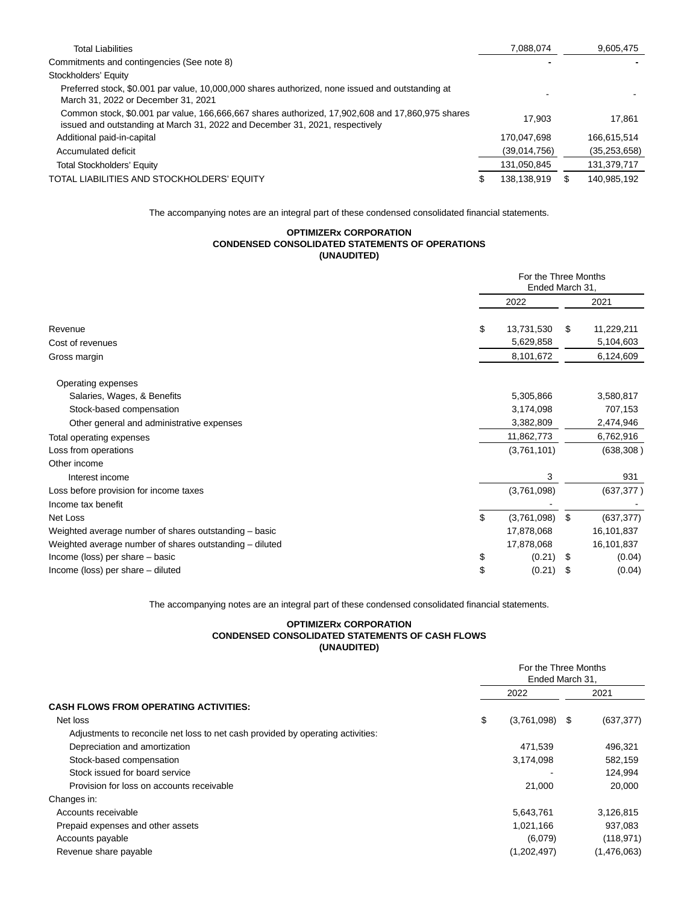| | March 31, 2022 | December 31, 2021 |
|---|---|---|
| Total Liabilities | 7,088,074 | 9,605,475 |
| Commitments and contingencies (See note 8) | - | - |
| Stockholders' Equity | | |
| Preferred stock, $0.001 par value, 10,000,000 shares authorized, none issued and outstanding at March 31, 2022 or December 31, 2021 | - | - |
| Common stock, $0.001 par value, 166,666,667 shares authorized, 17,902,608 and 17,860,975 shares issued and outstanding at March 31, 2022 and December 31, 2021, respectively | 17,903 | 17,861 |
| Additional paid-in-capital | 170,047,698 | 166,615,514 |
| Accumulated deficit | (39,014,756) | (35,253,658) |
| Total Stockholders' Equity | 131,050,845 | 131,379,717 |
| TOTAL LIABILITIES AND STOCKHOLDERS' EQUITY | $ 138,138,919 | $ 140,985,192 |

The accompanying notes are an integral part of these condensed consolidated financial statements.

**OPTIMIZERx CORPORATION**
**CONDENSED CONSOLIDATED STATEMENTS OF OPERATIONS**
**(UNAUDITED)**

| | For the Three Months Ended March 31, | |
|---|---|---|
| | 2022 | 2021 |
| Revenue | $ 13,731,530 | $ 11,229,211 |
| Cost of revenues | 5,629,858 | 5,104,603 |
| Gross margin | 8,101,672 | 6,124,609 |
| Operating expenses | | |
| Salaries, Wages, & Benefits | 5,305,866 | 3,580,817 |
| Stock-based compensation | 3,174,098 | 707,153 |
| Other general and administrative expenses | 3,382,809 | 2,474,946 |
| Total operating expenses | 11,862,773 | 6,762,916 |
| Loss from operations | (3,761,101) | (638,308) |
| Other income | | |
| Interest income | 3 | 931 |
| Loss before provision for income taxes | (3,761,098) | (637,377) |
| Income tax benefit | - | - |
| Net Loss | $ (3,761,098) | $ (637,377) |
| Weighted average number of shares outstanding – basic | 17,878,068 | 16,101,837 |
| Weighted average number of shares outstanding – diluted | 17,878,068 | 16,101,837 |
| Income (loss) per share – basic | $ (0.21) | $ (0.04) |
| Income (loss) per share – diluted | $ (0.21) | $ (0.04) |

The accompanying notes are an integral part of these condensed consolidated financial statements.

**OPTIMIZERx CORPORATION**
**CONDENSED CONSOLIDATED STATEMENTS OF CASH FLOWS**
**(UNAUDITED)**

| | For the Three Months Ended March 31, | |
|---|---|---|
| | 2022 | 2021 |
| **CASH FLOWS FROM OPERATING ACTIVITIES:** | | |
| Net loss | $ (3,761,098) | $ (637,377) |
| Adjustments to reconcile net loss to net cash provided by operating activities: | | |
| Depreciation and amortization | 471,539 | 496,321 |
| Stock-based compensation | 3,174,098 | 582,159 |
| Stock issued for board service | - | 124,994 |
| Provision for loss on accounts receivable | 21,000 | 20,000 |
| Changes in: | | |
| Accounts receivable | 5,643,761 | 3,126,815 |
| Prepaid expenses and other assets | 1,021,166 | 937,083 |
| Accounts payable | (6,079) | (118,971) |
| Revenue share payable | (1,202,497) | (1,476,063) |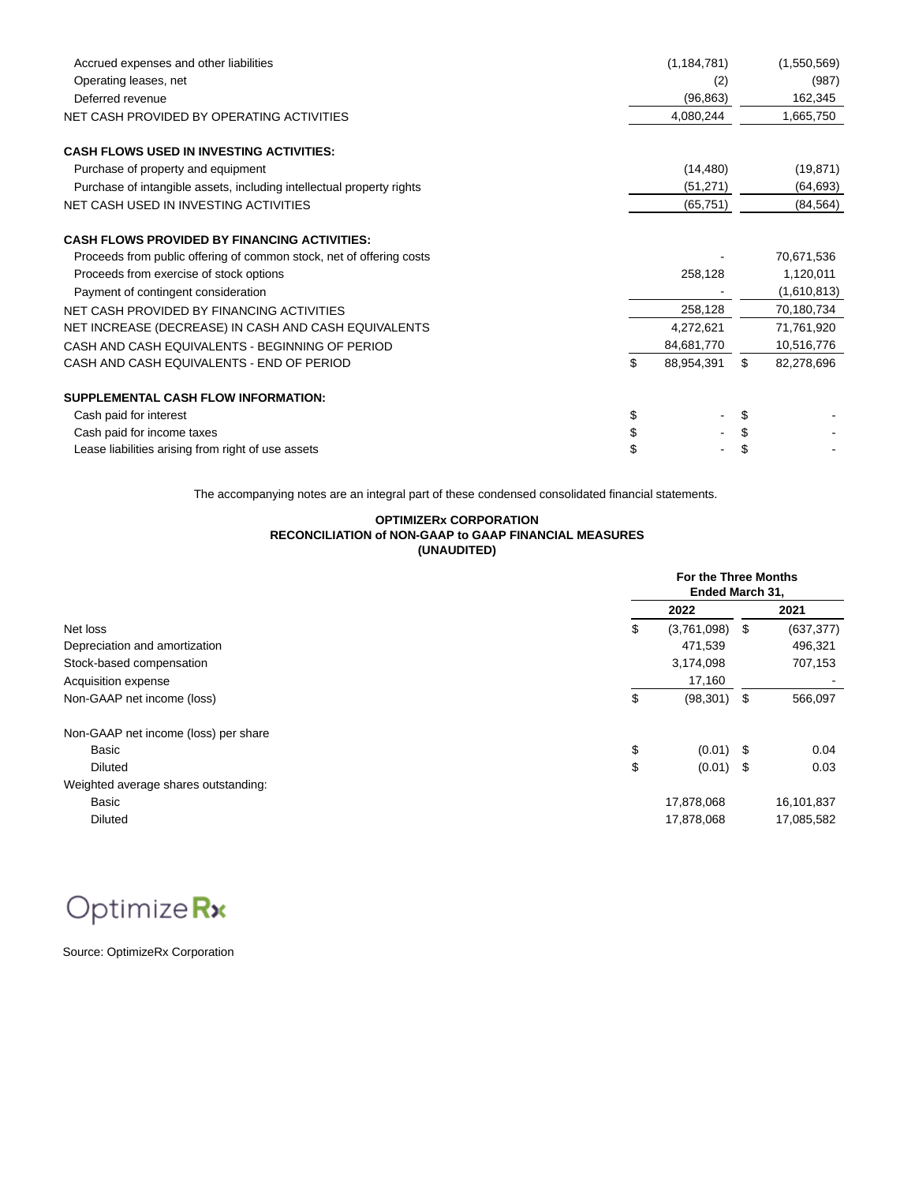| | | |
|---|---|---|
| Accrued expenses and other liabilities | (1,184,781) | (1,550,569) |
| Operating leases, net | (2) | (987) |
| Deferred revenue | (96,863) | 162,345 |
| NET CASH PROVIDED BY OPERATING ACTIVITIES | 4,080,244 | 1,665,750 |
| | | |
| **CASH FLOWS USED IN INVESTING ACTIVITIES:** | | |
| Purchase of property and equipment | (14,480) | (19,871) |
| Purchase of intangible assets, including intellectual property rights | (51,271) | (64,693) |
| NET CASH USED IN INVESTING ACTIVITIES | (65,751) | (84,564) |
| | | |
| **CASH FLOWS PROVIDED BY FINANCING ACTIVITIES:** | | |
| Proceeds from public offering of common stock, net of offering costs | - | 70,671,536 |
| Proceeds from exercise of stock options | 258,128 | 1,120,011 |
| Payment of contingent consideration | - | (1,610,813) |
| NET CASH PROVIDED BY FINANCING ACTIVITIES | 258,128 | 70,180,734 |
| NET INCREASE (DECREASE) IN CASH AND CASH EQUIVALENTS | 4,272,621 | 71,761,920 |
| CASH AND CASH EQUIVALENTS - BEGINNING OF PERIOD | 84,681,770 | 10,516,776 |
| CASH AND CASH EQUIVALENTS - END OF PERIOD | $ 88,954,391 | $ 82,278,696 |
| | | |
| **SUPPLEMENTAL CASH FLOW INFORMATION:** | | |
| Cash paid for interest | $ - | $ - |
| Cash paid for income taxes | $ - | $ - |
| Lease liabilities arising from right of use assets | $ - | $ - |

The accompanying notes are an integral part of these condensed consolidated financial statements.

**OPTIMIZERx CORPORATION**
**RECONCILIATION of NON-GAAP to GAAP FINANCIAL MEASURES**
**(UNAUDITED)**

| | For the Three Months Ended March 31, | |
|---|---|---|
| | **2022** | **2021** |
| Net loss | $ (3,761,098) | $ (637,377) |
| Depreciation and amortization | 471,539 | 496,321 |
| Stock-based compensation | 3,174,098 | 707,153 |
| Acquisition expense | 17,160 | - |
| Non-GAAP net income (loss) | $ (98,301) | $ 566,097 |
| | | |
| Non-GAAP net income (loss) per share | | |
| Basic | $ (0.01) | $ 0.04 |
| Diluted | $ (0.01) | $ 0.03 |
| Weighted average shares outstanding: | | |
| Basic | 17,878,068 | 16,101,837 |
| Diluted | 17,878,068 | 17,085,582 |

OptimizeRx

Source: OptimizeRx Corporation